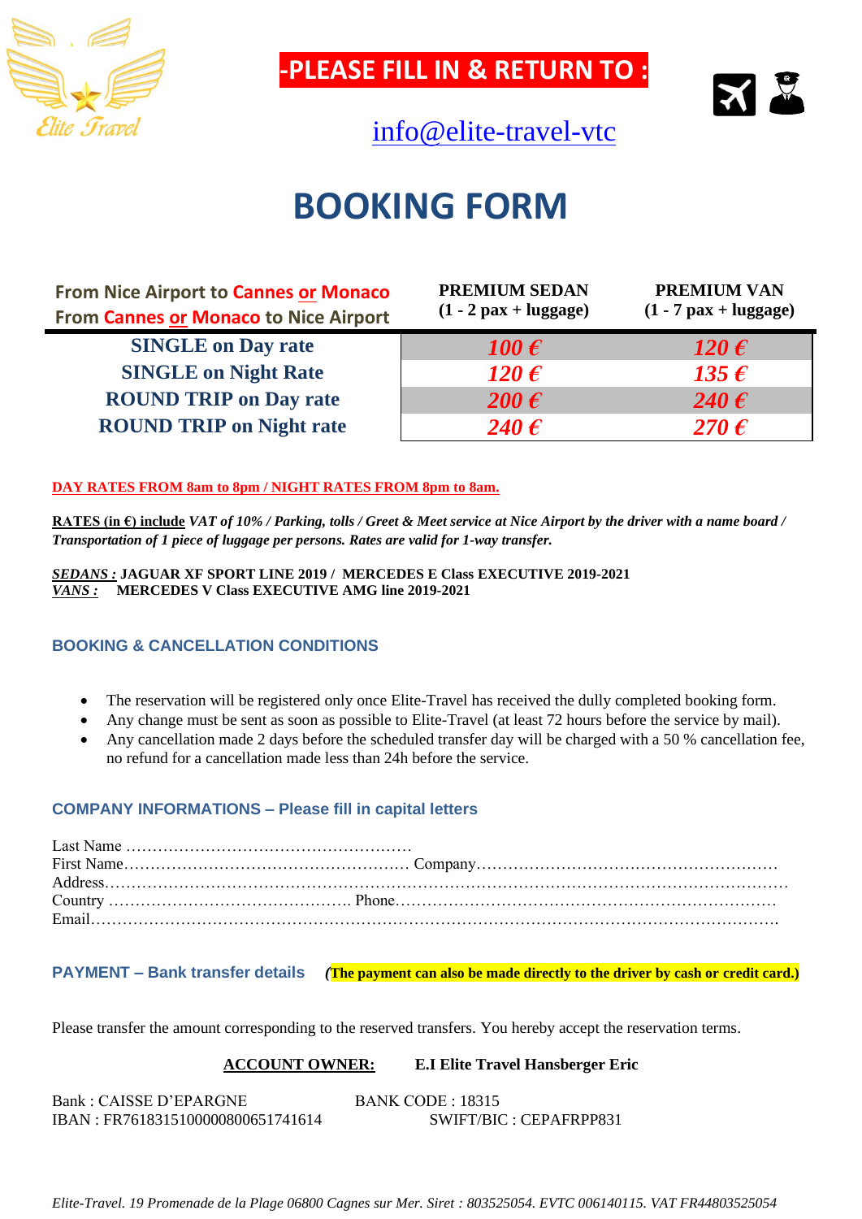-PLEASE FILL IN & RETURN TO :

info@elite-travel-vtc

# BOOKING FORM

| From Nice Airport to Cannes or Monaco<br>From Cannes or Monaco to Nice Airport | PREMIUM SEDAN<br>(1 - 2 pax + luggage) | PREMIUM VAN<br>(1 - 7 pax + luggage) |
|---|---|---|
| SINGLE on Day rate | 100 € | 120 € |
| SINGLE on Night Rate | 120 € | 135 € |
| ROUND TRIP on Day rate | 200 € | 240 € |
| ROUND TRIP on Night rate | 240 € | 270 € |

**DAY RATES FROM 8am to 8pm / NIGHT RATES FROM 8pm to 8am.**

**RATES (in €) include** ***VAT of 10% / Parking, tolls / Greet & Meet service at Nice Airport by the driver with a name board / Transportation of 1 piece of luggage per persons. Rates are valid for 1-way transfer.***

***SEDANS :*** **JAGUAR XF SPORT LINE 2019 / MERCEDES E Class EXECUTIVE 2019-2021**
***VANS :*** **MERCEDES V Class EXECUTIVE AMG line 2019-2021**

## BOOKING & CANCELLATION CONDITIONS

- The reservation will be registered only once Elite-Travel has received the dully completed booking form.
- Any change must be sent as soon as possible to Elite-Travel (at least 72 hours before the service by mail).
- Any cancellation made 2 days before the scheduled transfer day will be charged with a 50 % cancellation fee, no refund for a cancellation made less than 24h before the service.

## COMPANY INFORMATIONS – Please fill in capital letters

Last Name ………………………………………………
First Name……………………………………………… Company…………………………………………………
Address……………………………………………………………………………………………………………………
Country ………………………………………. Phone…………………………………………………………….
Email………………………………………………………………………………………………………………….

## PAYMENT – Bank transfer details

***(The payment can also be made directly to the driver by cash or credit card.)***

Please transfer the amount corresponding to the reserved transfers. You hereby accept the reservation terms.

**ACCOUNT OWNER:** **E.I Elite Travel Hansberger Eric**

Bank : CAISSE D'EPARGNE — BANK CODE : 18315
IBAN : FR7618315100000800651741614 — SWIFT/BIC : CEPAFRPP831

*Elite-Travel. 19 Promenade de la Plage 06800 Cagnes sur Mer. Siret : 803525054. EVTC 006140115. VAT FR44803525054*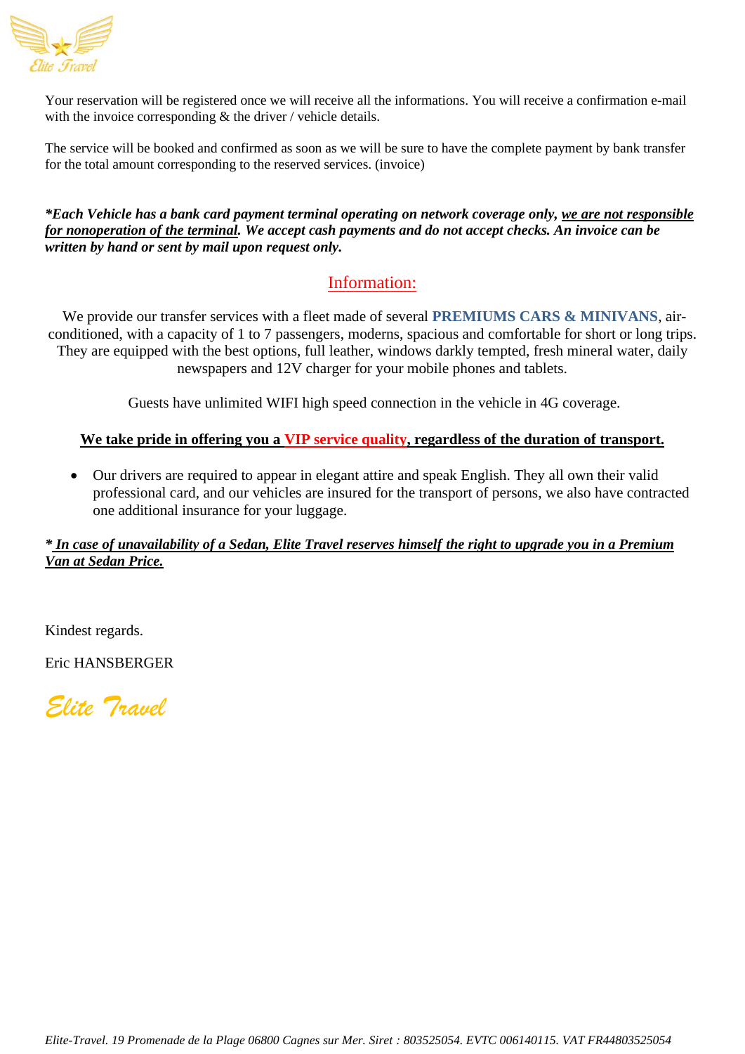Your reservation will be registered once we will receive all the informations. You will receive a confirmation e-mail with the invoice corresponding & the driver / vehicle details.

The service will be booked and confirmed as soon as we will be sure to have the complete payment by bank transfer for the total amount corresponding to the reserved services. (invoice)

***Each Vehicle has a bank card payment terminal operating on network coverage only, we are not responsible for nonoperation of the terminal. We accept cash payments and do not accept checks. An invoice can be written by hand or sent by mail upon request only.***

## Information:

We provide our transfer services with a fleet made of several **PREMIUMS CARS & MINIVANS**, air-conditioned, with a capacity of 1 to 7 passengers, moderns, spacious and comfortable for short or long trips. They are equipped with the best options, full leather, windows darkly tempted, fresh mineral water, daily newspapers and 12V charger for your mobile phones and tablets.

Guests have unlimited WIFI high speed connection in the vehicle in 4G coverage.

**We take pride in offering you a VIP service quality, regardless of the duration of transport.**

- Our drivers are required to appear in elegant attire and speak English. They all own their valid professional card, and our vehicles are insured for the transport of persons, we also have contracted one additional insurance for your luggage.

***In case of unavailability of a Sedan, Elite Travel reserves himself the right to upgrade you in a Premium Van at Sedan Price.***

Kindest regards.

Eric HANSBERGER

*Elite Travel*

*Elite-Travel. 19 Promenade de la Plage 06800 Cagnes sur Mer. Siret : 803525054. EVTC 006140115. VAT FR44803525054*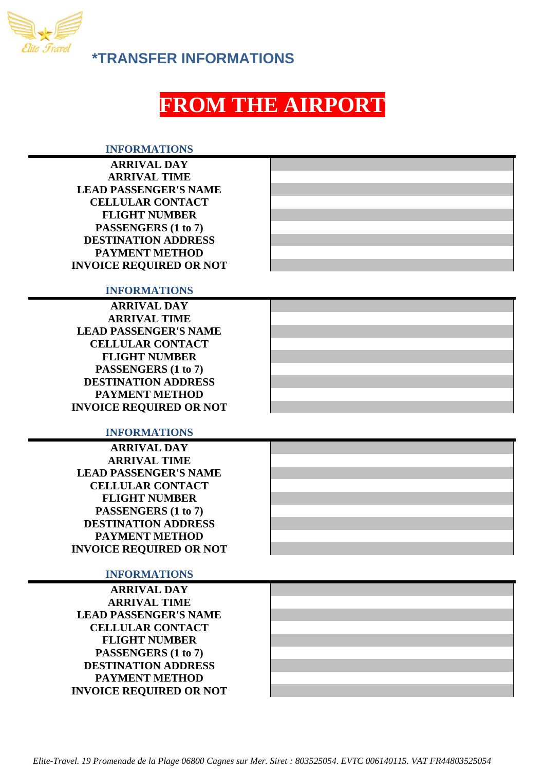## *TRANSFER INFORMATIONS

# FROM THE AIRPORT

| INFORMATIONS | |
|---|---|
| ARRIVAL DAY | |
| ARRIVAL TIME | |
| LEAD PASSENGER'S NAME | |
| CELLULAR CONTACT | |
| FLIGHT NUMBER | |
| PASSENGERS (1 to 7) | |
| DESTINATION ADDRESS | |
| PAYMENT METHOD | |
| INVOICE REQUIRED OR NOT | |

| INFORMATIONS | |
|---|---|
| ARRIVAL DAY | |
| ARRIVAL TIME | |
| LEAD PASSENGER'S NAME | |
| CELLULAR CONTACT | |
| FLIGHT NUMBER | |
| PASSENGERS (1 to 7) | |
| DESTINATION ADDRESS | |
| PAYMENT METHOD | |
| INVOICE REQUIRED OR NOT | |

| INFORMATIONS | |
|---|---|
| ARRIVAL DAY | |
| ARRIVAL TIME | |
| LEAD PASSENGER'S NAME | |
| CELLULAR CONTACT | |
| FLIGHT NUMBER | |
| PASSENGERS (1 to 7) | |
| DESTINATION ADDRESS | |
| PAYMENT METHOD | |
| INVOICE REQUIRED OR NOT | |

| INFORMATIONS | |
|---|---|
| ARRIVAL DAY | |
| ARRIVAL TIME | |
| LEAD PASSENGER'S NAME | |
| CELLULAR CONTACT | |
| FLIGHT NUMBER | |
| PASSENGERS (1 to 7) | |
| DESTINATION ADDRESS | |
| PAYMENT METHOD | |
| INVOICE REQUIRED OR NOT | |

*Elite-Travel. 19 Promenade de la Plage 06800 Cagnes sur Mer. Siret : 803525054. EVTC 006140115. VAT FR44803525054*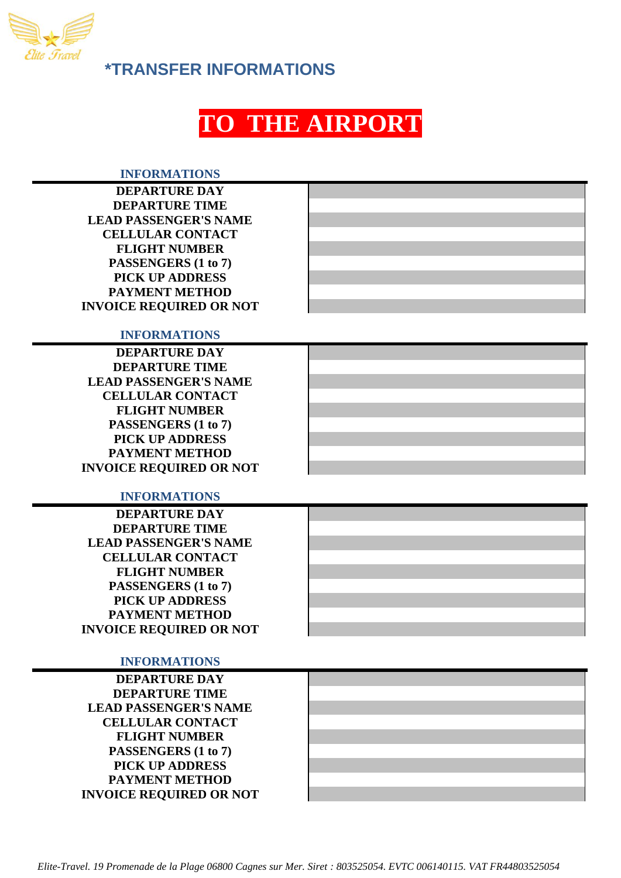Elite Travel

## *TRANSFER INFORMATIONS

# TO THE AIRPORT

| INFORMATIONS | |
| --- | --- |
| DEPARTURE DAY | |
| DEPARTURE TIME | |
| LEAD PASSENGER'S NAME | |
| CELLULAR CONTACT | |
| FLIGHT NUMBER | |
| PASSENGERS (1 to 7) | |
| PICK UP ADDRESS | |
| PAYMENT METHOD | |
| INVOICE REQUIRED OR NOT | |

| INFORMATIONS | |
| --- | --- |
| DEPARTURE DAY | |
| DEPARTURE TIME | |
| LEAD PASSENGER'S NAME | |
| CELLULAR CONTACT | |
| FLIGHT NUMBER | |
| PASSENGERS (1 to 7) | |
| PICK UP ADDRESS | |
| PAYMENT METHOD | |
| INVOICE REQUIRED OR NOT | |

| INFORMATIONS | |
| --- | --- |
| DEPARTURE DAY | |
| DEPARTURE TIME | |
| LEAD PASSENGER'S NAME | |
| CELLULAR CONTACT | |
| FLIGHT NUMBER | |
| PASSENGERS (1 to 7) | |
| PICK UP ADDRESS | |
| PAYMENT METHOD | |
| INVOICE REQUIRED OR NOT | |

| INFORMATIONS | |
| --- | --- |
| DEPARTURE DAY | |
| DEPARTURE TIME | |
| LEAD PASSENGER'S NAME | |
| CELLULAR CONTACT | |
| FLIGHT NUMBER | |
| PASSENGERS (1 to 7) | |
| PICK UP ADDRESS | |
| PAYMENT METHOD | |
| INVOICE REQUIRED OR NOT | |

*Elite-Travel. 19 Promenade de la Plage 06800 Cagnes sur Mer. Siret : 803525054. EVTC 006140115. VAT FR44803525054*